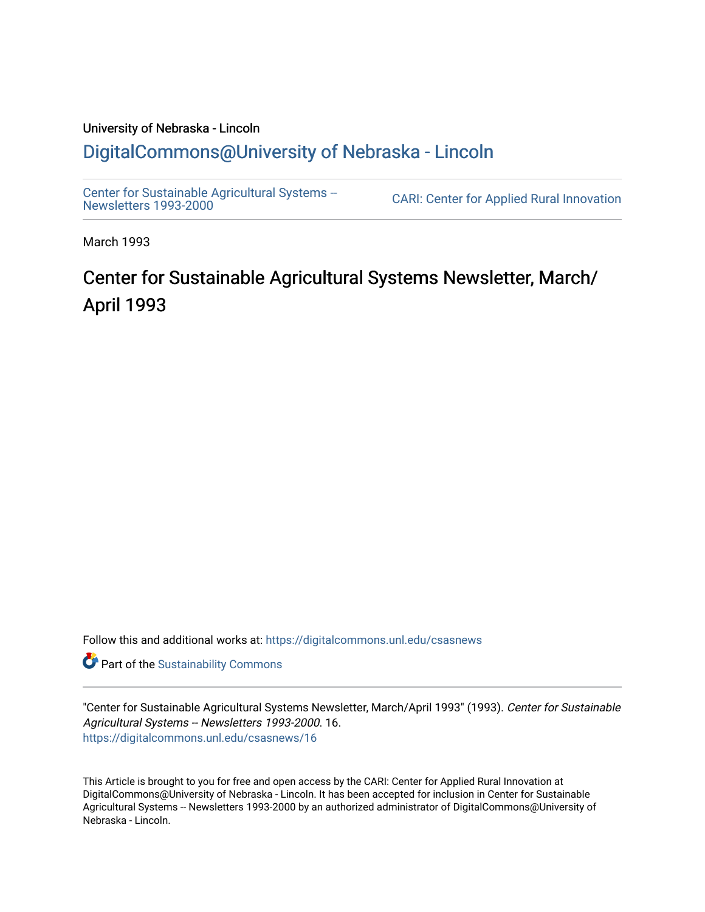University of Nebraska - Lincoln

## DigitalCommons@University of Nebraska - Lincoln

Center for Sustainable Agricultural Systems -- Newsletters 1993-2000

CARI: Center for Applied Rural Innovation

March 1993

# Center for Sustainable Agricultural Systems Newsletter, March/April 1993

Follow this and additional works at: https://digitalcommons.unl.edu/csasnews

Part of the Sustainability Commons

"Center for Sustainable Agricultural Systems Newsletter, March/April 1993" (1993). *Center for Sustainable Agricultural Systems -- Newsletters 1993-2000*. 16.
https://digitalcommons.unl.edu/csasnews/16

This Article is brought to you for free and open access by the CARI: Center for Applied Rural Innovation at DigitalCommons@University of Nebraska - Lincoln. It has been accepted for inclusion in Center for Sustainable Agricultural Systems -- Newsletters 1993-2000 by an authorized administrator of DigitalCommons@University of Nebraska - Lincoln.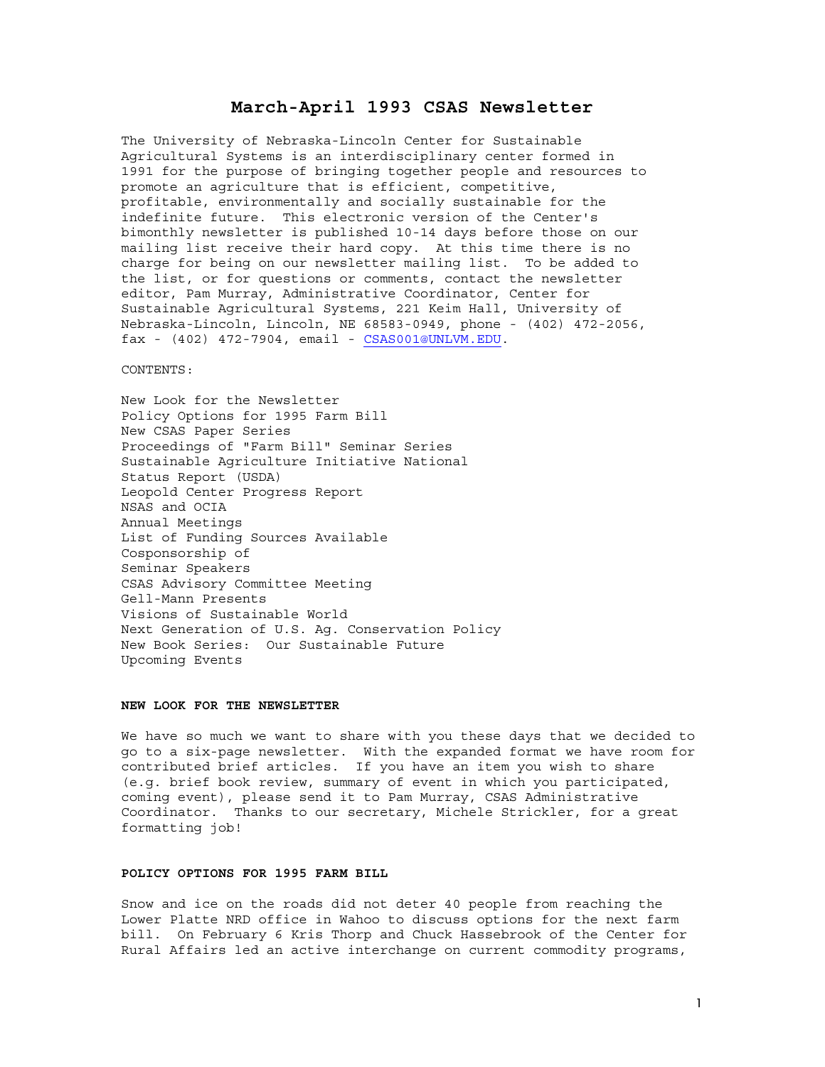# March-April 1993 CSAS Newsletter

The University of Nebraska-Lincoln Center for Sustainable Agricultural Systems is an interdisciplinary center formed in 1991 for the purpose of bringing together people and resources to promote an agriculture that is efficient, competitive, profitable, environmentally and socially sustainable for the indefinite future. This electronic version of the Center's bimonthly newsletter is published 10-14 days before those on our mailing list receive their hard copy. At this time there is no charge for being on our newsletter mailing list. To be added to the list, or for questions or comments, contact the newsletter editor, Pam Murray, Administrative Coordinator, Center for Sustainable Agricultural Systems, 221 Keim Hall, University of Nebraska-Lincoln, Lincoln, NE 68583-0949, phone - (402) 472-2056, fax - (402) 472-7904, email - CSAS001@UNLVM.EDU.

CONTENTS:

New Look for the Newsletter
Policy Options for 1995 Farm Bill
New CSAS Paper Series
Proceedings of "Farm Bill" Seminar Series
Sustainable Agriculture Initiative National
Status Report (USDA)
Leopold Center Progress Report
NSAS and OCIA
Annual Meetings
List of Funding Sources Available
Cosponsorship of
Seminar Speakers
CSAS Advisory Committee Meeting
Gell-Mann Presents
Visions of Sustainable World
Next Generation of U.S. Ag. Conservation Policy
New Book Series: Our Sustainable Future
Upcoming Events

**NEW LOOK FOR THE NEWSLETTER**

We have so much we want to share with you these days that we decided to go to a six-page newsletter. With the expanded format we have room for contributed brief articles. If you have an item you wish to share (e.g. brief book review, summary of event in which you participated, coming event), please send it to Pam Murray, CSAS Administrative Coordinator. Thanks to our secretary, Michele Strickler, for a great formatting job!

**POLICY OPTIONS FOR 1995 FARM BILL**

Snow and ice on the roads did not deter 40 people from reaching the Lower Platte NRD office in Wahoo to discuss options for the next farm bill. On February 6 Kris Thorp and Chuck Hassebrook of the Center for Rural Affairs led an active interchange on current commodity programs,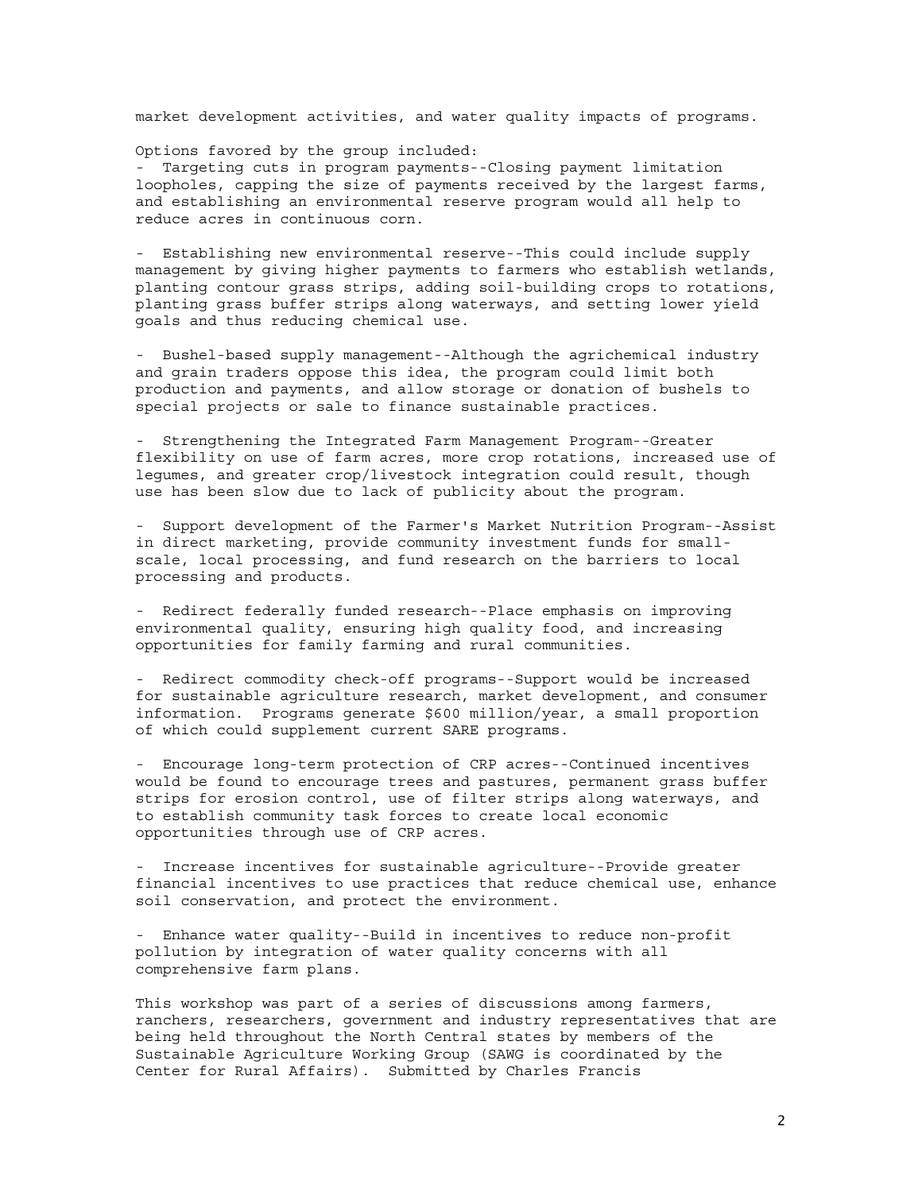market development activities, and water quality impacts of programs.

Options favored by the group included:

- Targeting cuts in program payments--Closing payment limitation loopholes, capping the size of payments received by the largest farms, and establishing an environmental reserve program would all help to reduce acres in continuous corn.

- Establishing new environmental reserve--This could include supply management by giving higher payments to farmers who establish wetlands, planting contour grass strips, adding soil-building crops to rotations, planting grass buffer strips along waterways, and setting lower yield goals and thus reducing chemical use.

- Bushel-based supply management--Although the agrichemical industry and grain traders oppose this idea, the program could limit both production and payments, and allow storage or donation of bushels to special projects or sale to finance sustainable practices.

- Strengthening the Integrated Farm Management Program--Greater flexibility on use of farm acres, more crop rotations, increased use of legumes, and greater crop/livestock integration could result, though use has been slow due to lack of publicity about the program.

- Support development of the Farmer's Market Nutrition Program--Assist in direct marketing, provide community investment funds for small-scale, local processing, and fund research on the barriers to local processing and products.

- Redirect federally funded research--Place emphasis on improving environmental quality, ensuring high quality food, and increasing opportunities for family farming and rural communities.

- Redirect commodity check-off programs--Support would be increased for sustainable agriculture research, market development, and consumer information. Programs generate $600 million/year, a small proportion of which could supplement current SARE programs.

- Encourage long-term protection of CRP acres--Continued incentives would be found to encourage trees and pastures, permanent grass buffer strips for erosion control, use of filter strips along waterways, and to establish community task forces to create local economic opportunities through use of CRP acres.

- Increase incentives for sustainable agriculture--Provide greater financial incentives to use practices that reduce chemical use, enhance soil conservation, and protect the environment.

- Enhance water quality--Build in incentives to reduce non-profit pollution by integration of water quality concerns with all comprehensive farm plans.

This workshop was part of a series of discussions among farmers, ranchers, researchers, government and industry representatives that are being held throughout the North Central states by members of the Sustainable Agriculture Working Group (SAWG is coordinated by the Center for Rural Affairs). Submitted by Charles Francis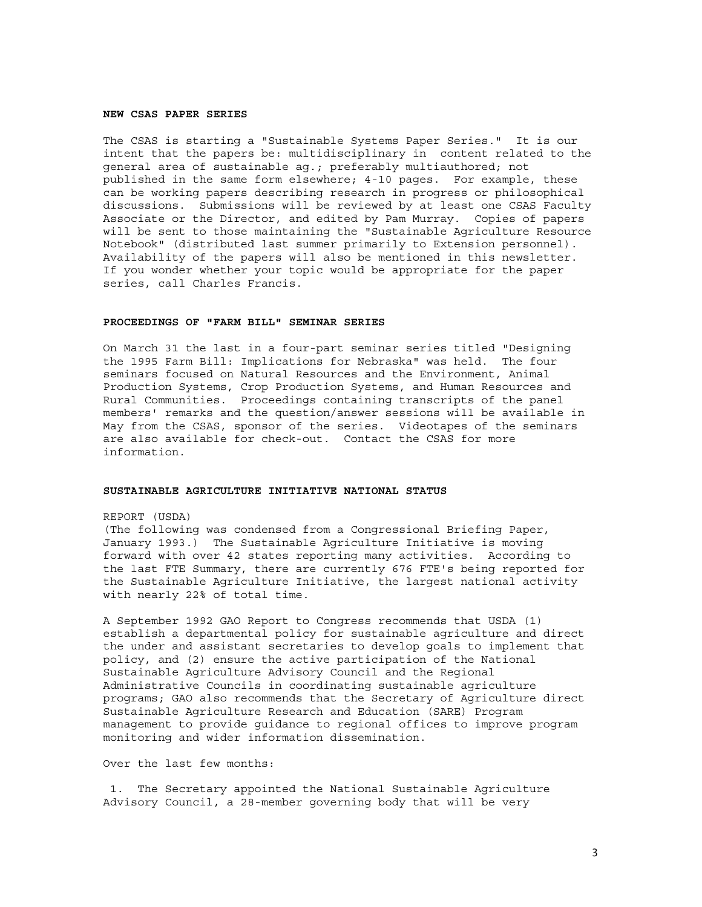### NEW CSAS PAPER SERIES

The CSAS is starting a "Sustainable Systems Paper Series." It is our intent that the papers be: multidisciplinary in content related to the general area of sustainable ag.; preferably multiauthored; not published in the same form elsewhere; 4-10 pages. For example, these can be working papers describing research in progress or philosophical discussions. Submissions will be reviewed by at least one CSAS Faculty Associate or the Director, and edited by Pam Murray. Copies of papers will be sent to those maintaining the "Sustainable Agriculture Resource Notebook" (distributed last summer primarily to Extension personnel). Availability of the papers will also be mentioned in this newsletter. If you wonder whether your topic would be appropriate for the paper series, call Charles Francis.

### PROCEEDINGS OF "FARM BILL" SEMINAR SERIES

On March 31 the last in a four-part seminar series titled "Designing the 1995 Farm Bill: Implications for Nebraska" was held. The four seminars focused on Natural Resources and the Environment, Animal Production Systems, Crop Production Systems, and Human Resources and Rural Communities. Proceedings containing transcripts of the panel members' remarks and the question/answer sessions will be available in May from the CSAS, sponsor of the series. Videotapes of the seminars are also available for check-out. Contact the CSAS for more information.

### SUSTAINABLE AGRICULTURE INITIATIVE NATIONAL STATUS

REPORT (USDA)

(The following was condensed from a Congressional Briefing Paper, January 1993.) The Sustainable Agriculture Initiative is moving forward with over 42 states reporting many activities. According to the last FTE Summary, there are currently 676 FTE's being reported for the Sustainable Agriculture Initiative, the largest national activity with nearly 22% of total time.

A September 1992 GAO Report to Congress recommends that USDA (1) establish a departmental policy for sustainable agriculture and direct the under and assistant secretaries to develop goals to implement that policy, and (2) ensure the active participation of the National Sustainable Agriculture Advisory Council and the Regional Administrative Councils in coordinating sustainable agriculture programs; GAO also recommends that the Secretary of Agriculture direct Sustainable Agriculture Research and Education (SARE) Program management to provide guidance to regional offices to improve program monitoring and wider information dissemination.

Over the last few months:

1. The Secretary appointed the National Sustainable Agriculture Advisory Council, a 28-member governing body that will be very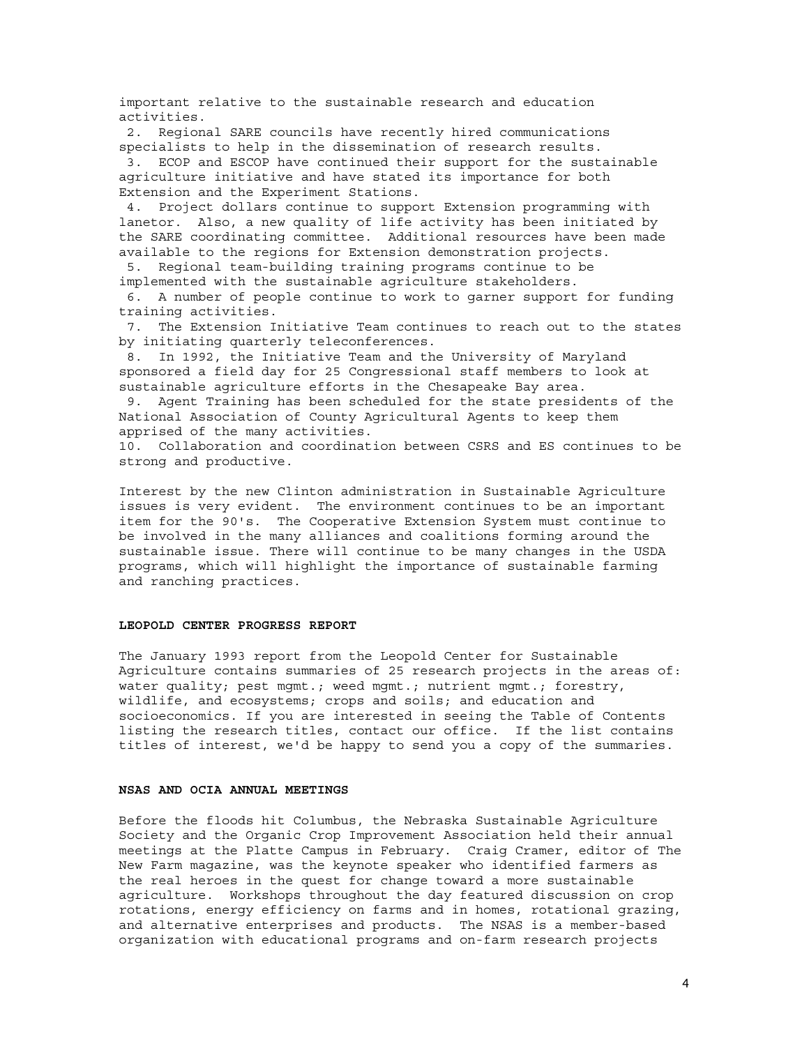important relative to the sustainable research and education activities.

2. Regional SARE councils have recently hired communications specialists to help in the dissemination of research results.
3. ECOP and ESCOP have continued their support for the sustainable agriculture initiative and have stated its importance for both Extension and the Experiment Stations.
4. Project dollars continue to support Extension programming with lanetor. Also, a new quality of life activity has been initiated by the SARE coordinating committee. Additional resources have been made available to the regions for Extension demonstration projects.
5. Regional team-building training programs continue to be implemented with the sustainable agriculture stakeholders.
6. A number of people continue to work to garner support for funding training activities.
7. The Extension Initiative Team continues to reach out to the states by initiating quarterly teleconferences.
8. In 1992, the Initiative Team and the University of Maryland sponsored a field day for 25 Congressional staff members to look at sustainable agriculture efforts in the Chesapeake Bay area.
9. Agent Training has been scheduled for the state presidents of the National Association of County Agricultural Agents to keep them apprised of the many activities.
10. Collaboration and coordination between CSRS and ES continues to be strong and productive.

Interest by the new Clinton administration in Sustainable Agriculture issues is very evident. The environment continues to be an important item for the 90's. The Cooperative Extension System must continue to be involved in the many alliances and coalitions forming around the sustainable issue. There will continue to be many changes in the USDA programs, which will highlight the importance of sustainable farming and ranching practices.

**LEOPOLD CENTER PROGRESS REPORT**

The January 1993 report from the Leopold Center for Sustainable Agriculture contains summaries of 25 research projects in the areas of: water quality; pest mgmt.; weed mgmt.; nutrient mgmt.; forestry, wildlife, and ecosystems; crops and soils; and education and socioeconomics. If you are interested in seeing the Table of Contents listing the research titles, contact our office. If the list contains titles of interest, we'd be happy to send you a copy of the summaries.

**NSAS AND OCIA ANNUAL MEETINGS**

Before the floods hit Columbus, the Nebraska Sustainable Agriculture Society and the Organic Crop Improvement Association held their annual meetings at the Platte Campus in February. Craig Cramer, editor of The New Farm magazine, was the keynote speaker who identified farmers as the real heroes in the quest for change toward a more sustainable agriculture. Workshops throughout the day featured discussion on crop rotations, energy efficiency on farms and in homes, rotational grazing, and alternative enterprises and products. The NSAS is a member-based organization with educational programs and on-farm research projects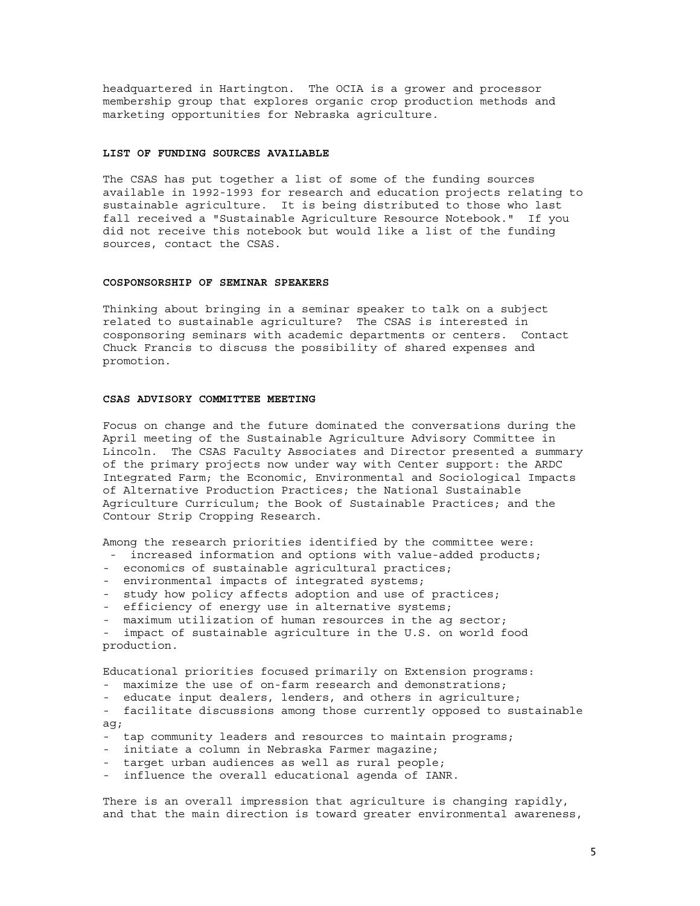headquartered in Hartington. The OCIA is a grower and processor membership group that explores organic crop production methods and marketing opportunities for Nebraska agriculture.

### LIST OF FUNDING SOURCES AVAILABLE

The CSAS has put together a list of some of the funding sources available in 1992-1993 for research and education projects relating to sustainable agriculture. It is being distributed to those who last fall received a "Sustainable Agriculture Resource Notebook." If you did not receive this notebook but would like a list of the funding sources, contact the CSAS.

### COSPONSORSHIP OF SEMINAR SPEAKERS

Thinking about bringing in a seminar speaker to talk on a subject related to sustainable agriculture? The CSAS is interested in cosponsoring seminars with academic departments or centers. Contact Chuck Francis to discuss the possibility of shared expenses and promotion.

### CSAS ADVISORY COMMITTEE MEETING

Focus on change and the future dominated the conversations during the April meeting of the Sustainable Agriculture Advisory Committee in Lincoln. The CSAS Faculty Associates and Director presented a summary of the primary projects now under way with Center support: the ARDC Integrated Farm; the Economic, Environmental and Sociological Impacts of Alternative Production Practices; the National Sustainable Agriculture Curriculum; the Book of Sustainable Practices; and the Contour Strip Cropping Research.

Among the research priorities identified by the committee were:

- increased information and options with value-added products;
- economics of sustainable agricultural practices;
- environmental impacts of integrated systems;
- study how policy affects adoption and use of practices;
- efficiency of energy use in alternative systems;
- maximum utilization of human resources in the ag sector;
- impact of sustainable agriculture in the U.S. on world food production.

Educational priorities focused primarily on Extension programs:

- maximize the use of on-farm research and demonstrations;
- educate input dealers, lenders, and others in agriculture;
- facilitate discussions among those currently opposed to sustainable ag;
- tap community leaders and resources to maintain programs;
- initiate a column in Nebraska Farmer magazine;
- target urban audiences as well as rural people;
- influence the overall educational agenda of IANR.

There is an overall impression that agriculture is changing rapidly, and that the main direction is toward greater environmental awareness,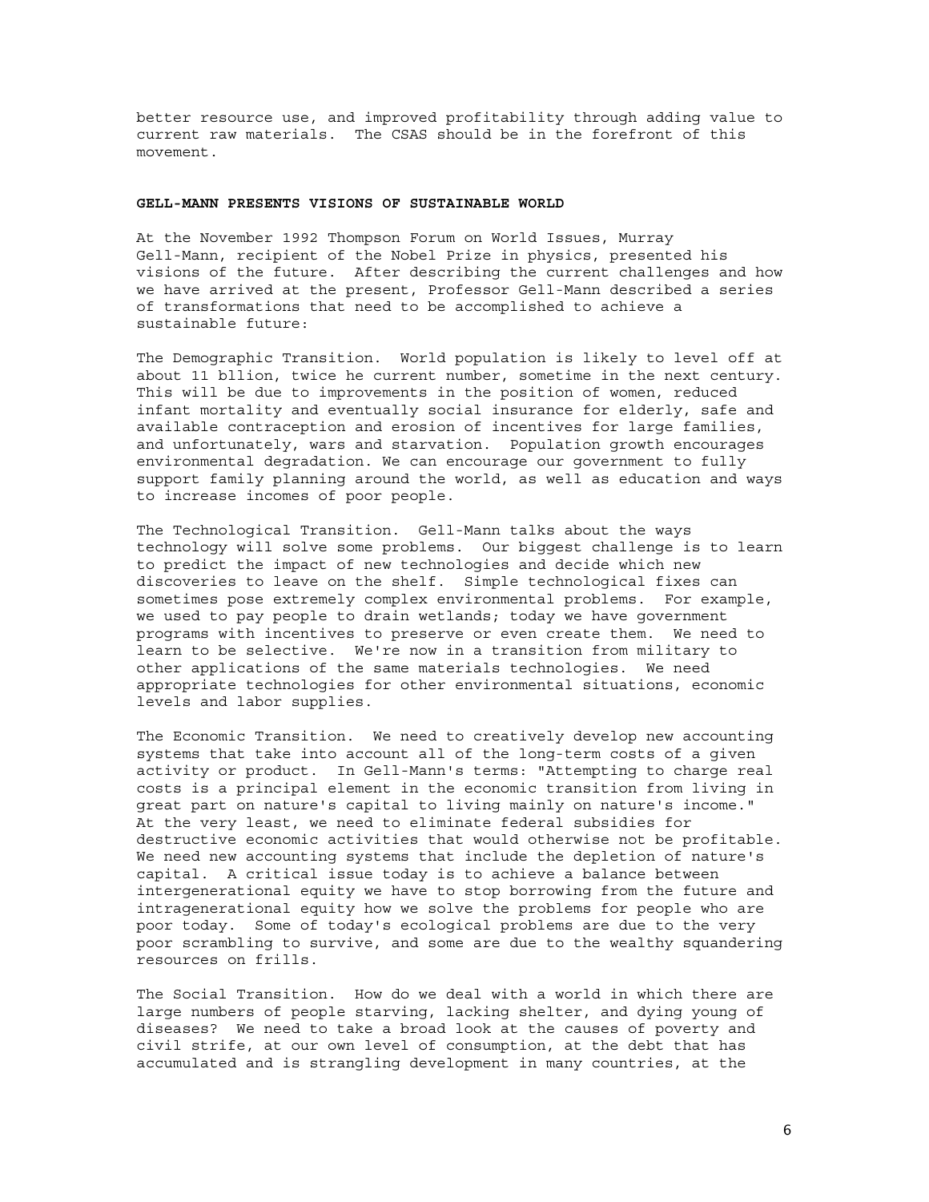better resource use, and improved profitability through adding value to current raw materials. The CSAS should be in the forefront of this movement.

## GELL-MANN PRESENTS VISIONS OF SUSTAINABLE WORLD

At the November 1992 Thompson Forum on World Issues, Murray Gell-Mann, recipient of the Nobel Prize in physics, presented his visions of the future. After describing the current challenges and how we have arrived at the present, Professor Gell-Mann described a series of transformations that need to be accomplished to achieve a sustainable future:

The Demographic Transition. World population is likely to level off at about 11 bllion, twice he current number, sometime in the next century. This will be due to improvements in the position of women, reduced infant mortality and eventually social insurance for elderly, safe and available contraception and erosion of incentives for large families, and unfortunately, wars and starvation. Population growth encourages environmental degradation. We can encourage our government to fully support family planning around the world, as well as education and ways to increase incomes of poor people.

The Technological Transition. Gell-Mann talks about the ways technology will solve some problems. Our biggest challenge is to learn to predict the impact of new technologies and decide which new discoveries to leave on the shelf. Simple technological fixes can sometimes pose extremely complex environmental problems. For example, we used to pay people to drain wetlands; today we have government programs with incentives to preserve or even create them. We need to learn to be selective. We're now in a transition from military to other applications of the same materials technologies. We need appropriate technologies for other environmental situations, economic levels and labor supplies.

The Economic Transition. We need to creatively develop new accounting systems that take into account all of the long-term costs of a given activity or product. In Gell-Mann's terms: "Attempting to charge real costs is a principal element in the economic transition from living in great part on nature's capital to living mainly on nature's income." At the very least, we need to eliminate federal subsidies for destructive economic activities that would otherwise not be profitable. We need new accounting systems that include the depletion of nature's capital. A critical issue today is to achieve a balance between intergenerational equity we have to stop borrowing from the future and intragenerational equity how we solve the problems for people who are poor today. Some of today's ecological problems are due to the very poor scrambling to survive, and some are due to the wealthy squandering resources on frills.

The Social Transition. How do we deal with a world in which there are large numbers of people starving, lacking shelter, and dying young of diseases? We need to take a broad look at the causes of poverty and civil strife, at our own level of consumption, at the debt that has accumulated and is strangling development in many countries, at the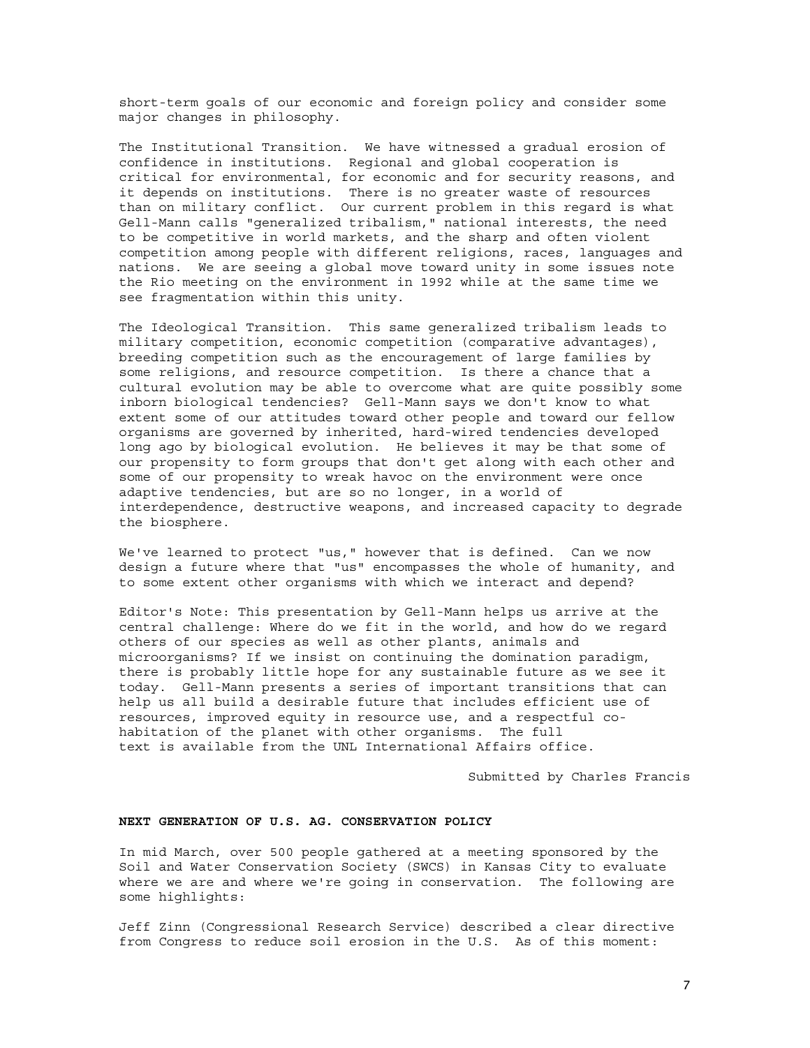short-term goals of our economic and foreign policy and consider some major changes in philosophy.

The Institutional Transition. We have witnessed a gradual erosion of confidence in institutions. Regional and global cooperation is critical for environmental, for economic and for security reasons, and it depends on institutions. There is no greater waste of resources than on military conflict. Our current problem in this regard is what Gell-Mann calls "generalized tribalism," national interests, the need to be competitive in world markets, and the sharp and often violent competition among people with different religions, races, languages and nations. We are seeing a global move toward unity in some issues note the Rio meeting on the environment in 1992 while at the same time we see fragmentation within this unity.

The Ideological Transition. This same generalized tribalism leads to military competition, economic competition (comparative advantages), breeding competition such as the encouragement of large families by some religions, and resource competition. Is there a chance that a cultural evolution may be able to overcome what are quite possibly some inborn biological tendencies? Gell-Mann says we don't know to what extent some of our attitudes toward other people and toward our fellow organisms are governed by inherited, hard-wired tendencies developed long ago by biological evolution. He believes it may be that some of our propensity to form groups that don't get along with each other and some of our propensity to wreak havoc on the environment were once adaptive tendencies, but are so no longer, in a world of interdependence, destructive weapons, and increased capacity to degrade the biosphere.

We've learned to protect "us," however that is defined. Can we now design a future where that "us" encompasses the whole of humanity, and to some extent other organisms with which we interact and depend?

Editor's Note: This presentation by Gell-Mann helps us arrive at the central challenge: Where do we fit in the world, and how do we regard others of our species as well as other plants, animals and microorganisms? If we insist on continuing the domination paradigm, there is probably little hope for any sustainable future as we see it today. Gell-Mann presents a series of important transitions that can help us all build a desirable future that includes efficient use of resources, improved equity in resource use, and a respectful co-habitation of the planet with other organisms. The full text is available from the UNL International Affairs office.

Submitted by Charles Francis

**NEXT GENERATION OF U.S. AG. CONSERVATION POLICY**

In mid March, over 500 people gathered at a meeting sponsored by the Soil and Water Conservation Society (SWCS) in Kansas City to evaluate where we are and where we're going in conservation. The following are some highlights:

Jeff Zinn (Congressional Research Service) described a clear directive from Congress to reduce soil erosion in the U.S. As of this moment: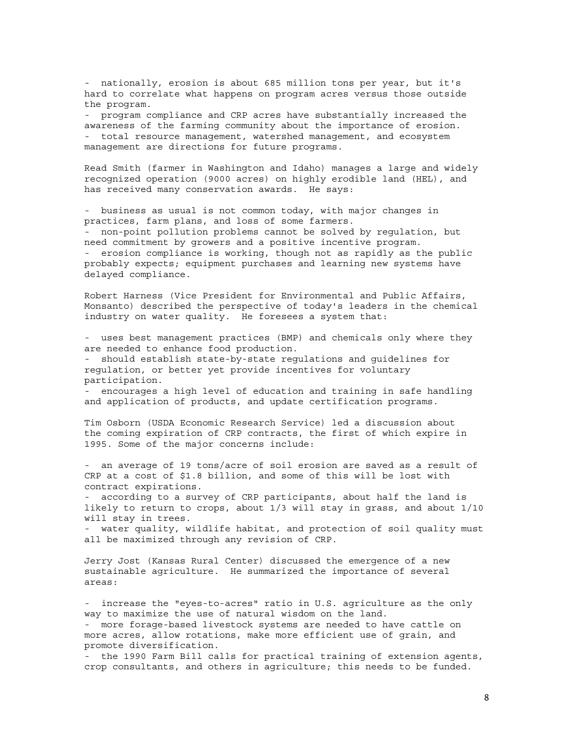- nationally, erosion is about 685 million tons per year, but it's hard to correlate what happens on program acres versus those outside the program.
- program compliance and CRP acres have substantially increased the awareness of the farming community about the importance of erosion.
- total resource management, watershed management, and ecosystem management are directions for future programs.

Read Smith (farmer in Washington and Idaho) manages a large and widely recognized operation (9000 acres) on highly erodible land (HEL), and has received many conservation awards. He says:

- business as usual is not common today, with major changes in practices, farm plans, and loss of some farmers.
- non-point pollution problems cannot be solved by regulation, but need commitment by growers and a positive incentive program.
- erosion compliance is working, though not as rapidly as the public probably expects; equipment purchases and learning new systems have delayed compliance.

Robert Harness (Vice President for Environmental and Public Affairs, Monsanto) described the perspective of today's leaders in the chemical industry on water quality. He foresees a system that:

- uses best management practices (BMP) and chemicals only where they are needed to enhance food production.
- should establish state-by-state regulations and guidelines for regulation, or better yet provide incentives for voluntary participation.
- encourages a high level of education and training in safe handling and application of products, and update certification programs.

Tim Osborn (USDA Economic Research Service) led a discussion about the coming expiration of CRP contracts, the first of which expire in 1995. Some of the major concerns include:

- an average of 19 tons/acre of soil erosion are saved as a result of CRP at a cost of $1.8 billion, and some of this will be lost with contract expirations.
- according to a survey of CRP participants, about half the land is likely to return to crops, about 1/3 will stay in grass, and about 1/10 will stay in trees.
- water quality, wildlife habitat, and protection of soil quality must all be maximized through any revision of CRP.

Jerry Jost (Kansas Rural Center) discussed the emergence of a new sustainable agriculture. He summarized the importance of several areas:

- increase the "eyes-to-acres" ratio in U.S. agriculture as the only way to maximize the use of natural wisdom on the land.
- more forage-based livestock systems are needed to have cattle on more acres, allow rotations, make more efficient use of grain, and promote diversification.
- the 1990 Farm Bill calls for practical training of extension agents, crop consultants, and others in agriculture; this needs to be funded.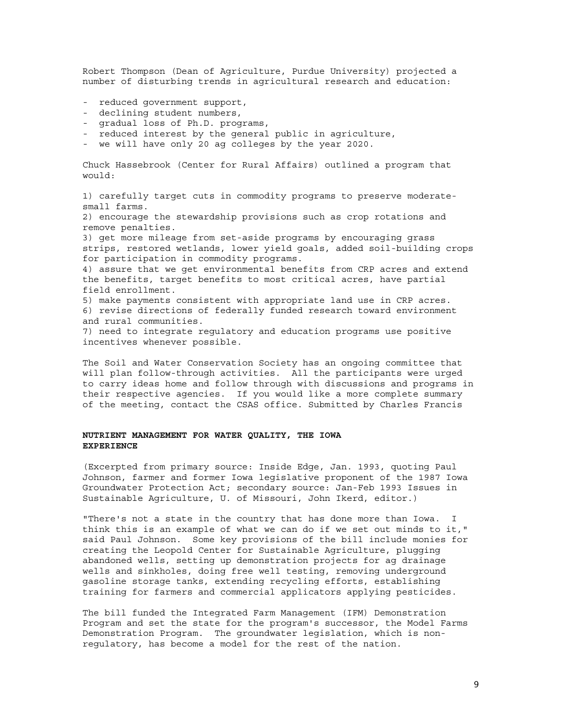Robert Thompson (Dean of Agriculture, Purdue University) projected a number of disturbing trends in agricultural research and education:

- reduced government support,
- declining student numbers,
- gradual loss of Ph.D. programs,
- reduced interest by the general public in agriculture,
- we will have only 20 ag colleges by the year 2020.

Chuck Hassebrook (Center for Rural Affairs) outlined a program that would:

1) carefully target cuts in commodity programs to preserve moderate-small farms.
2) encourage the stewardship provisions such as crop rotations and remove penalties.
3) get more mileage from set-aside programs by encouraging grass strips, restored wetlands, lower yield goals, added soil-building crops for participation in commodity programs.
4) assure that we get environmental benefits from CRP acres and extend the benefits, target benefits to most critical acres, have partial field enrollment.
5) make payments consistent with appropriate land use in CRP acres.
6) revise directions of federally funded research toward environment and rural communities.
7) need to integrate regulatory and education programs use positive incentives whenever possible.

The Soil and Water Conservation Society has an ongoing committee that will plan follow-through activities. All the participants were urged to carry ideas home and follow through with discussions and programs in their respective agencies. If you would like a more complete summary of the meeting, contact the CSAS office. Submitted by Charles Francis

**NUTRIENT MANAGEMENT FOR WATER QUALITY, THE IOWA EXPERIENCE**

(Excerpted from primary source: Inside Edge, Jan. 1993, quoting Paul Johnson, farmer and former Iowa legislative proponent of the 1987 Iowa Groundwater Protection Act; secondary source: Jan-Feb 1993 Issues in Sustainable Agriculture, U. of Missouri, John Ikerd, editor.)

"There's not a state in the country that has done more than Iowa. I think this is an example of what we can do if we set out minds to it," said Paul Johnson. Some key provisions of the bill include monies for creating the Leopold Center for Sustainable Agriculture, plugging abandoned wells, setting up demonstration projects for ag drainage wells and sinkholes, doing free well testing, removing underground gasoline storage tanks, extending recycling efforts, establishing training for farmers and commercial applicators applying pesticides.

The bill funded the Integrated Farm Management (IFM) Demonstration Program and set the state for the program's successor, the Model Farms Demonstration Program. The groundwater legislation, which is non-regulatory, has become a model for the rest of the nation.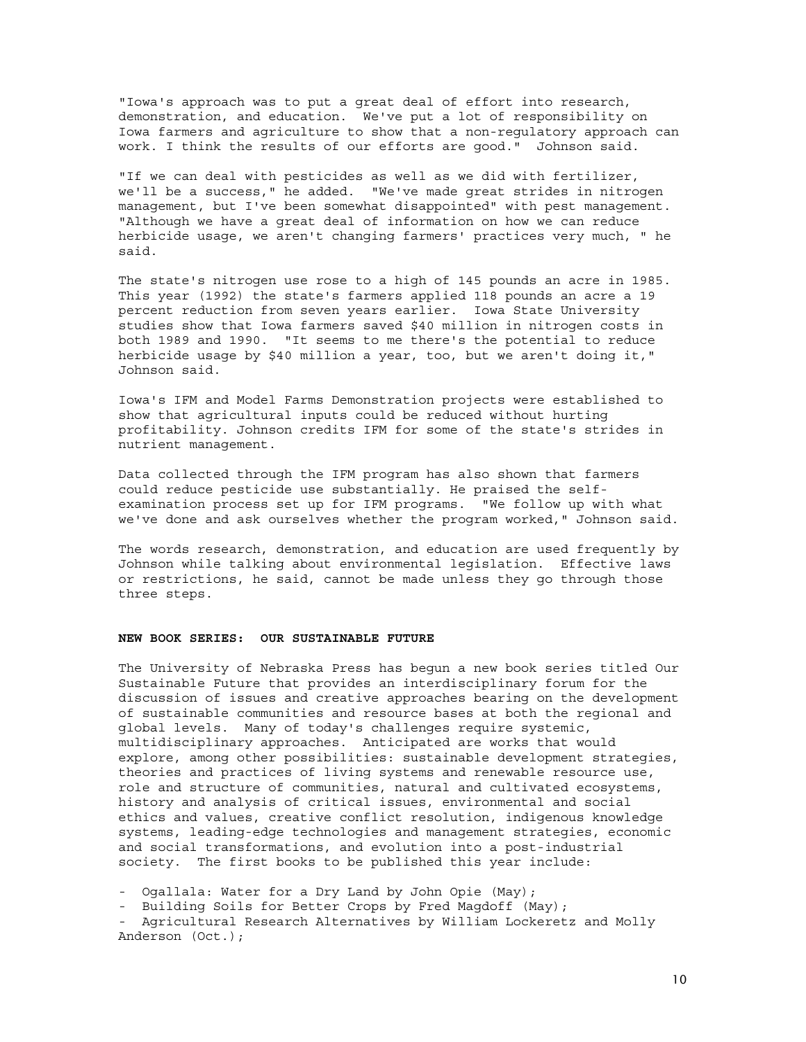"Iowa's approach was to put a great deal of effort into research, demonstration, and education. We've put a lot of responsibility on Iowa farmers and agriculture to show that a non-regulatory approach can work. I think the results of our efforts are good." Johnson said.

"If we can deal with pesticides as well as we did with fertilizer, we'll be a success," he added. "We've made great strides in nitrogen management, but I've been somewhat disappointed" with pest management. "Although we have a great deal of information on how we can reduce herbicide usage, we aren't changing farmers' practices very much, " he said.

The state's nitrogen use rose to a high of 145 pounds an acre in 1985. This year (1992) the state's farmers applied 118 pounds an acre a 19 percent reduction from seven years earlier. Iowa State University studies show that Iowa farmers saved $40 million in nitrogen costs in both 1989 and 1990. "It seems to me there's the potential to reduce herbicide usage by $40 million a year, too, but we aren't doing it," Johnson said.

Iowa's IFM and Model Farms Demonstration projects were established to show that agricultural inputs could be reduced without hurting profitability. Johnson credits IFM for some of the state's strides in nutrient management.

Data collected through the IFM program has also shown that farmers could reduce pesticide use substantially. He praised the self-examination process set up for IFM programs. "We follow up with what we've done and ask ourselves whether the program worked," Johnson said.

The words research, demonstration, and education are used frequently by Johnson while talking about environmental legislation. Effective laws or restrictions, he said, cannot be made unless they go through those three steps.

**NEW BOOK SERIES: OUR SUSTAINABLE FUTURE**

The University of Nebraska Press has begun a new book series titled Our Sustainable Future that provides an interdisciplinary forum for the discussion of issues and creative approaches bearing on the development of sustainable communities and resource bases at both the regional and global levels. Many of today's challenges require systemic, multidisciplinary approaches. Anticipated are works that would explore, among other possibilities: sustainable development strategies, theories and practices of living systems and renewable resource use, role and structure of communities, natural and cultivated ecosystems, history and analysis of critical issues, environmental and social ethics and values, creative conflict resolution, indigenous knowledge systems, leading-edge technologies and management strategies, economic and social transformations, and evolution into a post-industrial society. The first books to be published this year include:

- Ogallala: Water for a Dry Land by John Opie (May);
- Building Soils for Better Crops by Fred Magdoff (May);
- Agricultural Research Alternatives by William Lockeretz and Molly Anderson (Oct.);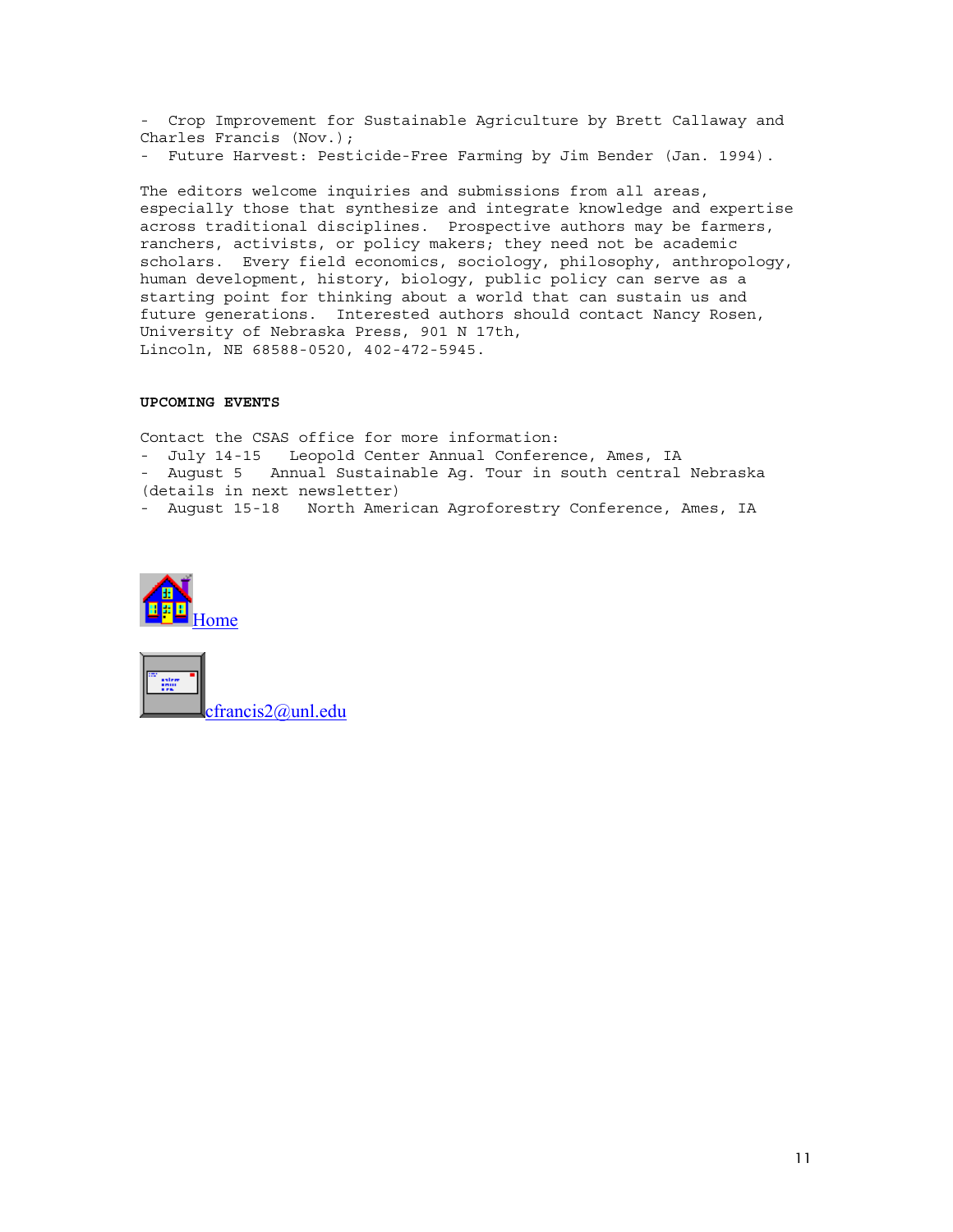- Crop Improvement for Sustainable Agriculture by Brett Callaway and Charles Francis (Nov.);
- Future Harvest: Pesticide-Free Farming by Jim Bender (Jan. 1994).

The editors welcome inquiries and submissions from all areas, especially those that synthesize and integrate knowledge and expertise across traditional disciplines. Prospective authors may be farmers, ranchers, activists, or policy makers; they need not be academic scholars. Every field economics, sociology, philosophy, anthropology, human development, history, biology, public policy can serve as a starting point for thinking about a world that can sustain us and future generations. Interested authors should contact Nancy Rosen, University of Nebraska Press, 901 N 17th, Lincoln, NE 68588-0520, 402-472-5945.

**UPCOMING EVENTS**

Contact the CSAS office for more information:
- July 14-15 Leopold Center Annual Conference, Ames, IA
- August 5 Annual Sustainable Ag. Tour in south central Nebraska (details in next newsletter)
- August 15-18 North American Agroforestry Conference, Ames, IA

Home

cfrancis2@unl.edu